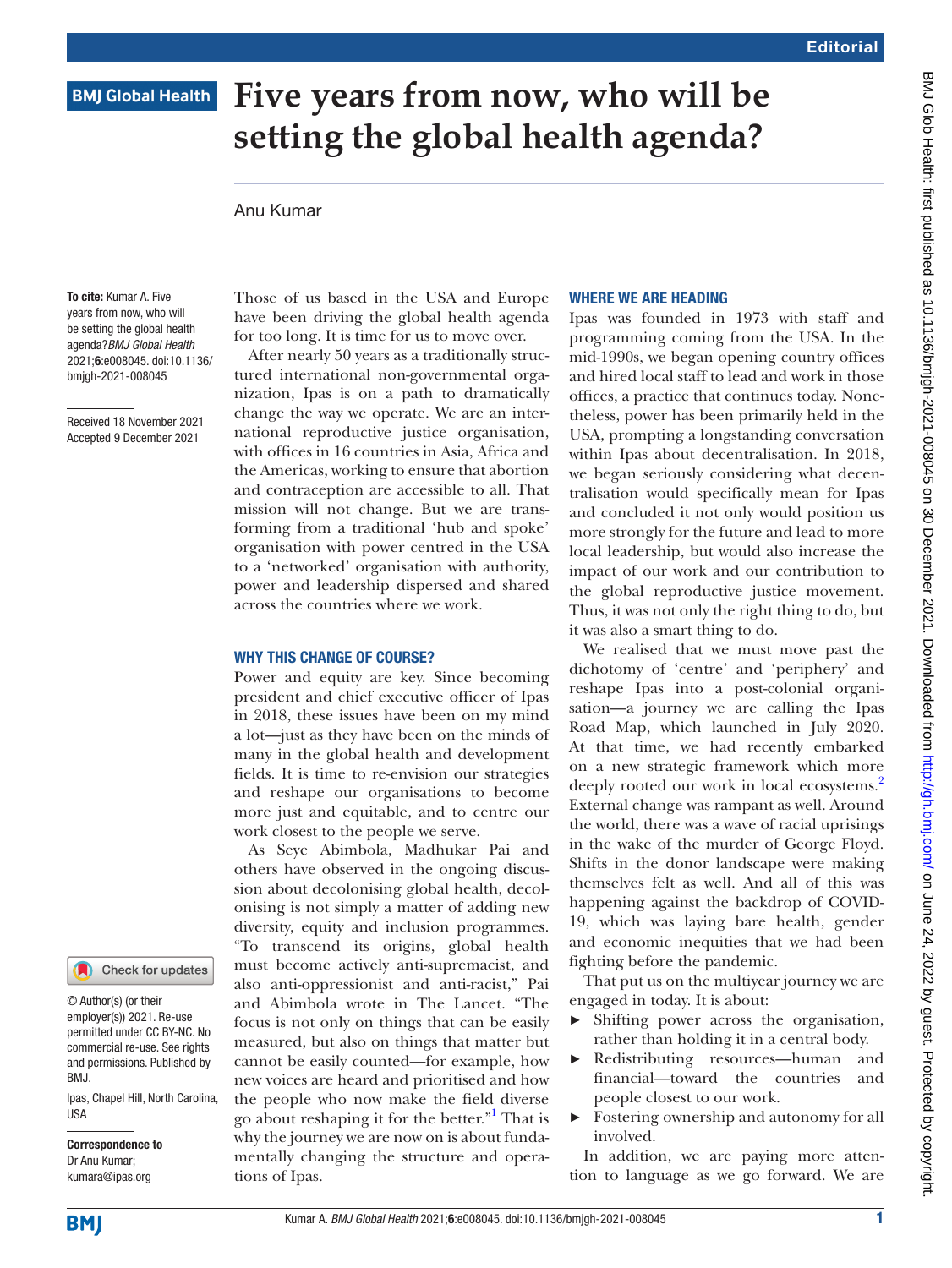# Five years from now, who will be setting the global health agenda?

Anu Kumar

**To cite:** Kumar A. Five years from now, who will be setting the global health agenda? *BMJ Global Health* 2021;**6**:e008045. doi:10.1136/bmjgh-2021-008045

Received 18 November 2021
Accepted 9 December 2021

© Author(s) (or their employer(s)) 2021. Re-use permitted under CC BY-NC. No commercial re-use. See rights and permissions. Published by BMJ.

Ipas, Chapel Hill, North Carolina, USA

**Correspondence to**
Dr Anu Kumar;
kumara@ipas.org

Those of us based in the USA and Europe have been driving the global health agenda for too long. It is time for us to move over.

After nearly 50 years as a traditionally structured international non-governmental organization, Ipas is on a path to dramatically change the way we operate. We are an international reproductive justice organisation, with offices in 16 countries in Asia, Africa and the Americas, working to ensure that abortion and contraception are accessible to all. That mission will not change. But we are transforming from a traditional 'hub and spoke' organisation with power centred in the USA to a 'networked' organisation with authority, power and leadership dispersed and shared across the countries where we work.

## WHY THIS CHANGE OF COURSE?

Power and equity are key. Since becoming president and chief executive officer of Ipas in 2018, these issues have been on my mind a lot—just as they have been on the minds of many in the global health and development fields. It is time to re-envision our strategies and reshape our organisations to become more just and equitable, and to centre our work closest to the people we serve.

As Seye Abimbola, Madhukar Pai and others have observed in the ongoing discussion about decolonising global health, decolonising is not simply a matter of adding new diversity, equity and inclusion programmes. "To transcend its origins, global health must become actively anti-supremacist, and also anti-oppressionist and anti-racist," Pai and Abimbola wrote in The Lancet. "The focus is not only on things that can be easily measured, but also on things that matter but cannot be easily counted—for example, how new voices are heard and prioritised and how the people who now make the field diverse go about reshaping it for the better."[1] That is why the journey we are now on is about fundamentally changing the structure and operations of Ipas.

## WHERE WE ARE HEADING

Ipas was founded in 1973 with staff and programming coming from the USA. In the mid-1990s, we began opening country offices and hired local staff to lead and work in those offices, a practice that continues today. Nonetheless, power has been primarily held in the USA, prompting a longstanding conversation within Ipas about decentralisation. In 2018, we began seriously considering what decentralisation would specifically mean for Ipas and concluded it not only would position us more strongly for the future and lead to more local leadership, but would also increase the impact of our work and our contribution to the global reproductive justice movement. Thus, it was not only the right thing to do, but it was also a smart thing to do.

We realised that we must move past the dichotomy of 'centre' and 'periphery' and reshape Ipas into a post-colonial organisation—a journey we are calling the Ipas Road Map, which launched in July 2020. At that time, we had recently embarked on a new strategic framework which more deeply rooted our work in local ecosystems.[2] External change was rampant as well. Around the world, there was a wave of racial uprisings in the wake of the murder of George Floyd. Shifts in the donor landscape were making themselves felt as well. And all of this was happening against the backdrop of COVID-19, which was laying bare health, gender and economic inequities that we had been fighting before the pandemic.

That put us on the multiyear journey we are engaged in today. It is about:

- Shifting power across the organisation, rather than holding it in a central body.
- Redistributing resources—human and financial—toward the countries and people closest to our work.
- Fostering ownership and autonomy for all involved.

In addition, we are paying more attention to language as we go forward. We are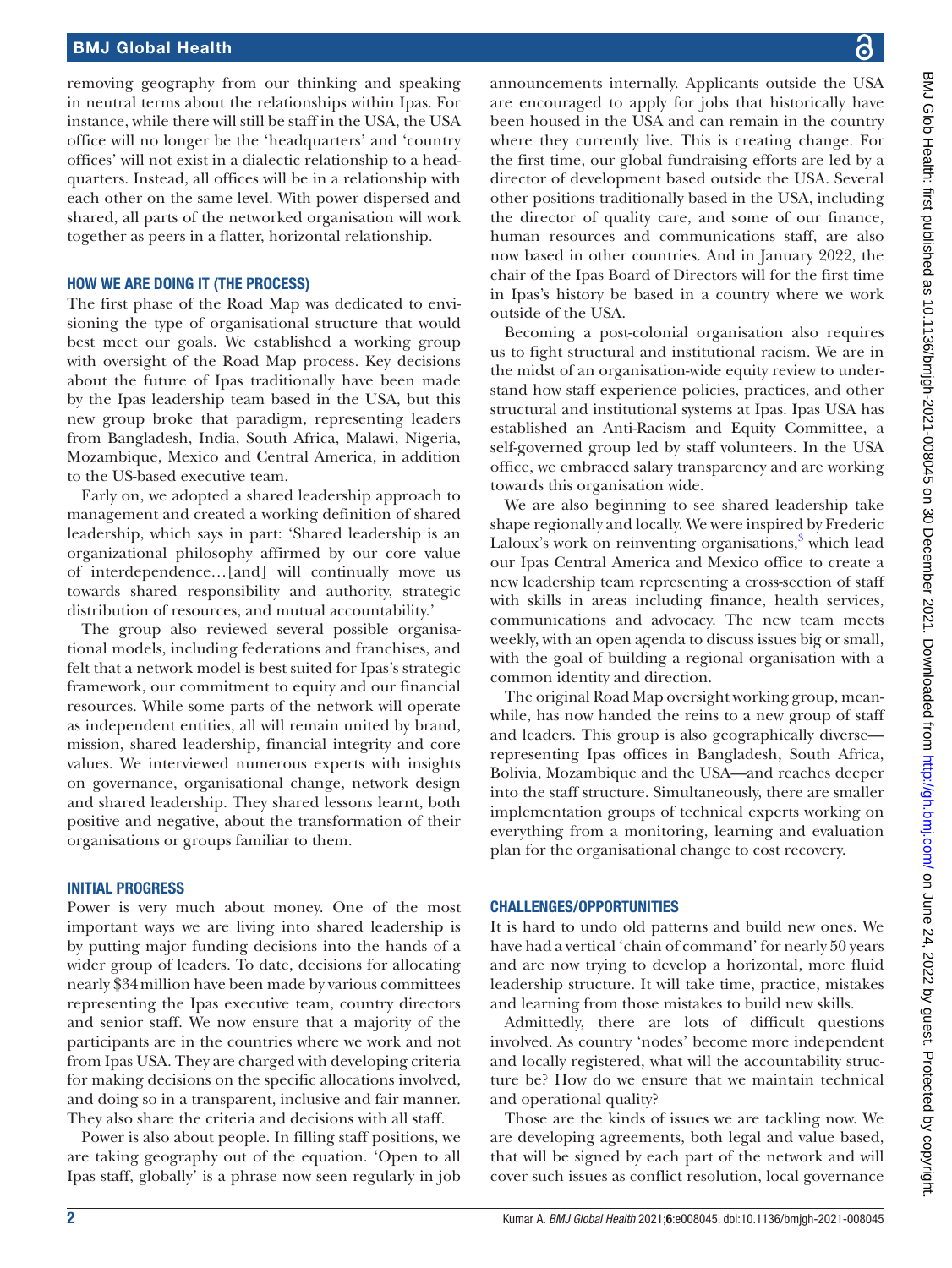removing geography from our thinking and speaking in neutral terms about the relationships within Ipas. For instance, while there will still be staff in the USA, the USA office will no longer be the 'headquarters' and 'country offices' will not exist in a dialectic relationship to a headquarters. Instead, all offices will be in a relationship with each other on the same level. With power dispersed and shared, all parts of the networked organisation will work together as peers in a flatter, horizontal relationship.

## HOW WE ARE DOING IT (THE PROCESS)

The first phase of the Road Map was dedicated to envisioning the type of organisational structure that would best meet our goals. We established a working group with oversight of the Road Map process. Key decisions about the future of Ipas traditionally have been made by the Ipas leadership team based in the USA, but this new group broke that paradigm, representing leaders from Bangladesh, India, South Africa, Malawi, Nigeria, Mozambique, Mexico and Central America, in addition to the US-based executive team.

Early on, we adopted a shared leadership approach to management and created a working definition of shared leadership, which says in part: 'Shared leadership is an organizational philosophy affirmed by our core value of interdependence…[and] will continually move us towards shared responsibility and authority, strategic distribution of resources, and mutual accountability.'

The group also reviewed several possible organisational models, including federations and franchises, and felt that a network model is best suited for Ipas's strategic framework, our commitment to equity and our financial resources. While some parts of the network will operate as independent entities, all will remain united by brand, mission, shared leadership, financial integrity and core values. We interviewed numerous experts with insights on governance, organisational change, network design and shared leadership. They shared lessons learnt, both positive and negative, about the transformation of their organisations or groups familiar to them.

## INITIAL PROGRESS

Power is very much about money. One of the most important ways we are living into shared leadership is by putting major funding decisions into the hands of a wider group of leaders. To date, decisions for allocating nearly $34 million have been made by various committees representing the Ipas executive team, country directors and senior staff. We now ensure that a majority of the participants are in the countries where we work and not from Ipas USA. They are charged with developing criteria for making decisions on the specific allocations involved, and doing so in a transparent, inclusive and fair manner. They also share the criteria and decisions with all staff.

Power is also about people. In filling staff positions, we are taking geography out of the equation. 'Open to all Ipas staff, globally' is a phrase now seen regularly in job announcements internally. Applicants outside the USA are encouraged to apply for jobs that historically have been housed in the USA and can remain in the country where they currently live. This is creating change. For the first time, our global fundraising efforts are led by a director of development based outside the USA. Several other positions traditionally based in the USA, including the director of quality care, and some of our finance, human resources and communications staff, are also now based in other countries. And in January 2022, the chair of the Ipas Board of Directors will for the first time in Ipas's history be based in a country where we work outside of the USA.

Becoming a post-colonial organisation also requires us to fight structural and institutional racism. We are in the midst of an organisation-wide equity review to understand how staff experience policies, practices, and other structural and institutional systems at Ipas. Ipas USA has established an Anti-Racism and Equity Committee, a self-governed group led by staff volunteers. In the USA office, we embraced salary transparency and are working towards this organisation wide.

We are also beginning to see shared leadership take shape regionally and locally. We were inspired by Frederic Laloux's work on reinventing organisations,[3] which lead our Ipas Central America and Mexico office to create a new leadership team representing a cross-section of staff with skills in areas including finance, health services, communications and advocacy. The new team meets weekly, with an open agenda to discuss issues big or small, with the goal of building a regional organisation with a common identity and direction.

The original Road Map oversight working group, meanwhile, has now handed the reins to a new group of staff and leaders. This group is also geographically diverse—representing Ipas offices in Bangladesh, South Africa, Bolivia, Mozambique and the USA—and reaches deeper into the staff structure. Simultaneously, there are smaller implementation groups of technical experts working on everything from a monitoring, learning and evaluation plan for the organisational change to cost recovery.

## CHALLENGES/OPPORTUNITIES

It is hard to undo old patterns and build new ones. We have had a vertical 'chain of command' for nearly 50 years and are now trying to develop a horizontal, more fluid leadership structure. It will take time, practice, mistakes and learning from those mistakes to build new skills.

Admittedly, there are lots of difficult questions involved. As country 'nodes' become more independent and locally registered, what will the accountability structure be? How do we ensure that we maintain technical and operational quality?

Those are the kinds of issues we are tackling now. We are developing agreements, both legal and value based, that will be signed by each part of the network and will cover such issues as conflict resolution, local governance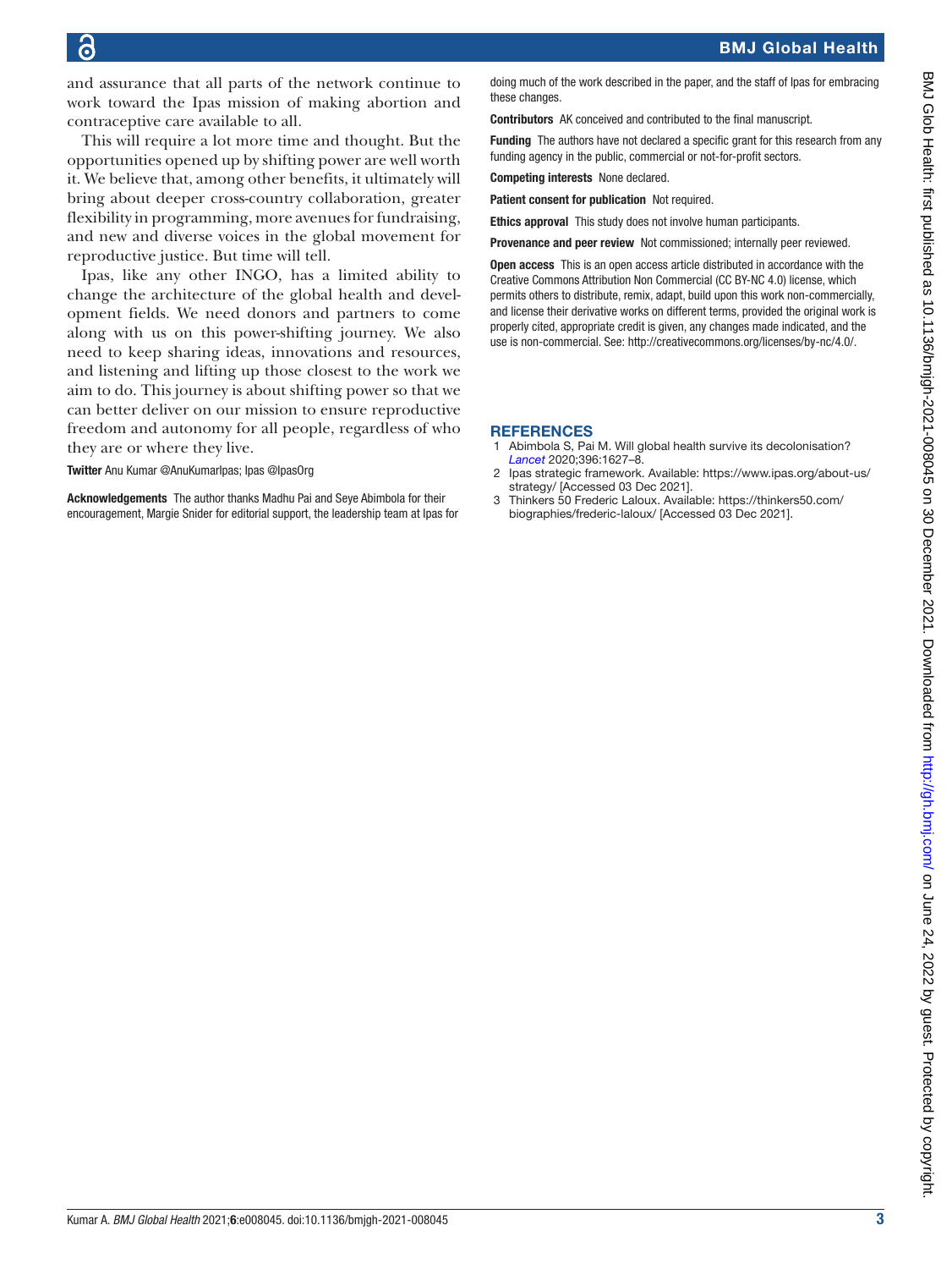and assurance that all parts of the network continue to work toward the Ipas mission of making abortion and contraceptive care available to all.

This will require a lot more time and thought. But the opportunities opened up by shifting power are well worth it. We believe that, among other benefits, it ultimately will bring about deeper cross-country collaboration, greater flexibility in programming, more avenues for fundraising, and new and diverse voices in the global movement for reproductive justice. But time will tell.

Ipas, like any other INGO, has a limited ability to change the architecture of the global health and development fields. We need donors and partners to come along with us on this power-shifting journey. We also need to keep sharing ideas, innovations and resources, and listening and lifting up those closest to the work we aim to do. This journey is about shifting power so that we can better deliver on our mission to ensure reproductive freedom and autonomy for all people, regardless of who they are or where they live.

**Twitter** Anu Kumar @AnuKumarIpas; Ipas @IpasOrg

**Acknowledgements** The author thanks Madhu Pai and Seye Abimbola for their encouragement, Margie Snider for editorial support, the leadership team at Ipas for doing much of the work described in the paper, and the staff of Ipas for embracing these changes.

**Contributors** AK conceived and contributed to the final manuscript.

**Funding** The authors have not declared a specific grant for this research from any funding agency in the public, commercial or not-for-profit sectors.

**Competing interests** None declared.

**Patient consent for publication** Not required.

**Ethics approval** This study does not involve human participants.

**Provenance and peer review** Not commissioned; internally peer reviewed.

**Open access** This is an open access article distributed in accordance with the Creative Commons Attribution Non Commercial (CC BY-NC 4.0) license, which permits others to distribute, remix, adapt, build upon this work non-commercially, and license their derivative works on different terms, provided the original work is properly cited, appropriate credit is given, any changes made indicated, and the use is non-commercial. See: http://creativecommons.org/licenses/by-nc/4.0/.

## REFERENCES

1. Abimbola S, Pai M. Will global health survive its decolonisation? *Lancet* 2020;396:1627–8.
2. Ipas strategic framework. Available: https://www.ipas.org/about-us/strategy/ [Accessed 03 Dec 2021].
3. Thinkers 50 Frederic Laloux. Available: https://thinkers50.com/biographies/frederic-laloux/ [Accessed 03 Dec 2021].